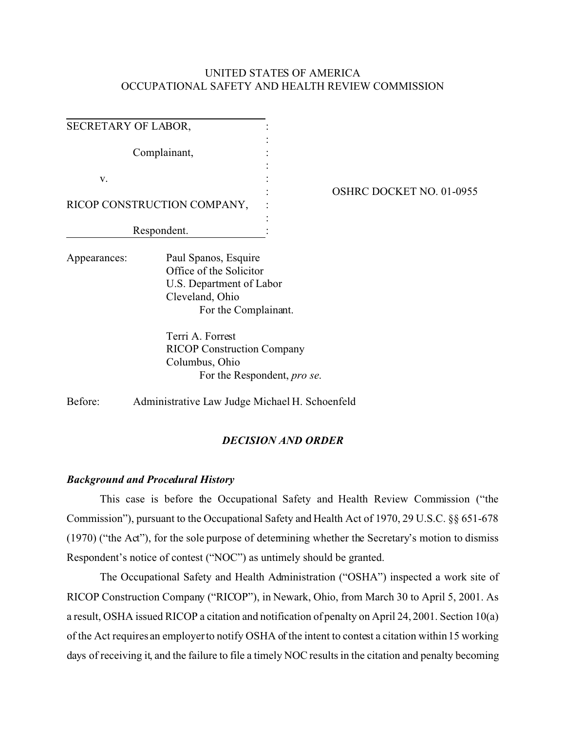UNITED STATES OF AMERICA
OCCUPATIONAL SAFETY AND HEALTH REVIEW COMMISSION

| | |
|---|---|
| SECRETARY OF LABOR,<br><br>Complainant,<br><br>v.<br><br>RICOP CONSTRUCTION COMPANY,<br><br>Respondent. | OSHRC DOCKET NO. 01-0955 |

Appearances: Paul Spanos, Esquire
Office of the Solicitor
U.S. Department of Labor
Cleveland, Ohio
For the Complainant.

Terri A. Forrest
RICOP Construction Company
Columbus, Ohio
For the Respondent, *pro se.*

Before: Administrative Law Judge Michael H. Schoenfeld

## *DECISION AND ORDER*

### *Background and Procedural History*

This case is before the Occupational Safety and Health Review Commission ("the Commission"), pursuant to the Occupational Safety and Health Act of 1970, 29 U.S.C. §§ 651-678 (1970) ("the Act"), for the sole purpose of determining whether the Secretary's motion to dismiss Respondent's notice of contest ("NOC") as untimely should be granted.

The Occupational Safety and Health Administration ("OSHA") inspected a work site of RICOP Construction Company ("RICOP"), in Newark, Ohio, from March 30 to April 5, 2001. As a result, OSHA issued RICOP a citation and notification of penalty on April 24, 2001. Section 10(a) of the Act requires an employer to notify OSHA of the intent to contest a citation within 15 working days of receiving it, and the failure to file a timely NOC results in the citation and penalty becoming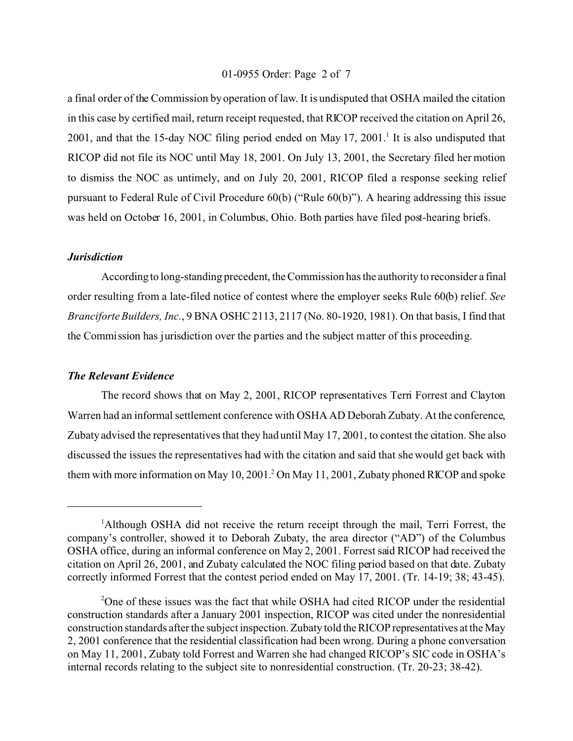a final order of the Commission by operation of law. It is undisputed that OSHA mailed the citation in this case by certified mail, return receipt requested, that RICOP received the citation on April 26, 2001, and that the 15-day NOC filing period ended on May 17, 2001.[1] It is also undisputed that RICOP did not file its NOC until May 18, 2001. On July 13, 2001, the Secretary filed her motion to dismiss the NOC as untimely, and on July 20, 2001, RICOP filed a response seeking relief pursuant to Federal Rule of Civil Procedure 60(b) ("Rule 60(b)"). A hearing addressing this issue was held on October 16, 2001, in Columbus, Ohio. Both parties have filed post-hearing briefs.

***Jurisdiction***

According to long-standing precedent, the Commission has the authority to reconsider a final order resulting from a late-filed notice of contest where the employer seeks Rule 60(b) relief. *See Branciforte Builders, Inc.*, 9 BNA OSHC 2113, 2117 (No. 80-1920, 1981). On that basis, I find that the Commission has jurisdiction over the parties and the subject matter of this proceeding.

***The Relevant Evidence***

The record shows that on May 2, 2001, RICOP representatives Terri Forrest and Clayton Warren had an informal settlement conference with OSHA AD Deborah Zubaty. At the conference, Zubaty advised the representatives that they had until May 17, 2001, to contest the citation. She also discussed the issues the representatives had with the citation and said that she would get back with them with more information on May 10, 2001.[2] On May 11, 2001, Zubaty phoned RICOP and spoke

---

[1]Although OSHA did not receive the return receipt through the mail, Terri Forrest, the company's controller, showed it to Deborah Zubaty, the area director ("AD") of the Columbus OSHA office, during an informal conference on May 2, 2001. Forrest said RICOP had received the citation on April 26, 2001, and Zubaty calculated the NOC filing period based on that date. Zubaty correctly informed Forrest that the contest period ended on May 17, 2001. (Tr. 14-19; 38; 43-45).

[2]One of these issues was the fact that while OSHA had cited RICOP under the residential construction standards after a January 2001 inspection, RICOP was cited under the nonresidential construction standards after the subject inspection. Zubaty told the RICOP representatives at the May 2, 2001 conference that the residential classification had been wrong. During a phone conversation on May 11, 2001, Zubaty told Forrest and Warren she had changed RICOP's SIC code in OSHA's internal records relating to the subject site to nonresidential construction. (Tr. 20-23; 38-42).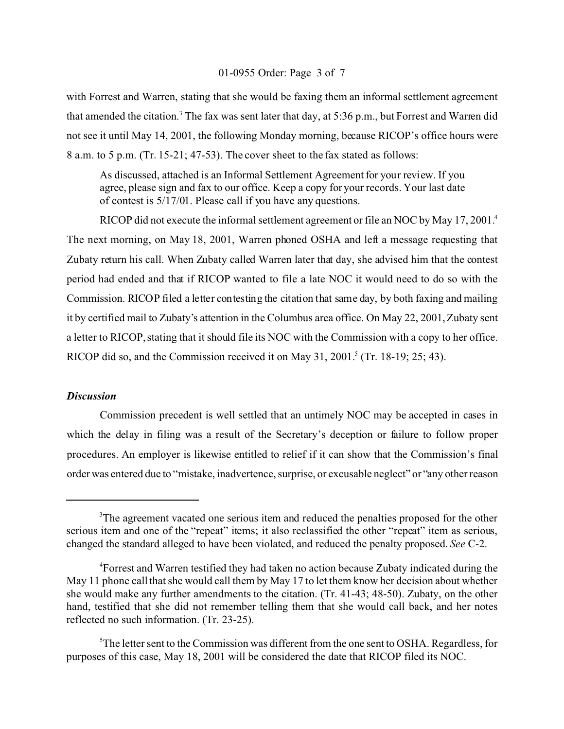with Forrest and Warren, stating that she would be faxing them an informal settlement agreement that amended the citation.[3] The fax was sent later that day, at 5:36 p.m., but Forrest and Warren did not see it until May 14, 2001, the following Monday morning, because RICOP's office hours were 8 a.m. to 5 p.m. (Tr. 15-21; 47-53). The cover sheet to the fax stated as follows:

> As discussed, attached is an Informal Settlement Agreement for your review. If you agree, please sign and fax to our office. Keep a copy for your records. Your last date of contest is 5/17/01. Please call if you have any questions.

RICOP did not execute the informal settlement agreement or file an NOC by May 17, 2001.[4] The next morning, on May 18, 2001, Warren phoned OSHA and left a message requesting that Zubaty return his call. When Zubaty called Warren later that day, she advised him that the contest period had ended and that if RICOP wanted to file a late NOC it would need to do so with the Commission. RICOP filed a letter contesting the citation that same day, by both faxing and mailing it by certified mail to Zubaty's attention in the Columbus area office. On May 22, 2001, Zubaty sent a letter to RICOP, stating that it should file its NOC with the Commission with a copy to her office. RICOP did so, and the Commission received it on May 31, 2001.[5] (Tr. 18-19; 25; 43).

### *Discussion*

Commission precedent is well settled that an untimely NOC may be accepted in cases in which the delay in filing was a result of the Secretary's deception or failure to follow proper procedures. An employer is likewise entitled to relief if it can show that the Commission's final order was entered due to "mistake, inadvertence, surprise, or excusable neglect" or "any other reason

---

[3]The agreement vacated one serious item and reduced the penalties proposed for the other serious item and one of the "repeat" items; it also reclassified the other "repeat" item as serious, changed the standard alleged to have been violated, and reduced the penalty proposed. *See* C-2.

[4]Forrest and Warren testified they had taken no action because Zubaty indicated during the May 11 phone call that she would call them by May 17 to let them know her decision about whether she would make any further amendments to the citation. (Tr. 41-43; 48-50). Zubaty, on the other hand, testified that she did not remember telling them that she would call back, and her notes reflected no such information. (Tr. 23-25).

[5]The letter sent to the Commission was different from the one sent to OSHA. Regardless, for purposes of this case, May 18, 2001 will be considered the date that RICOP filed its NOC.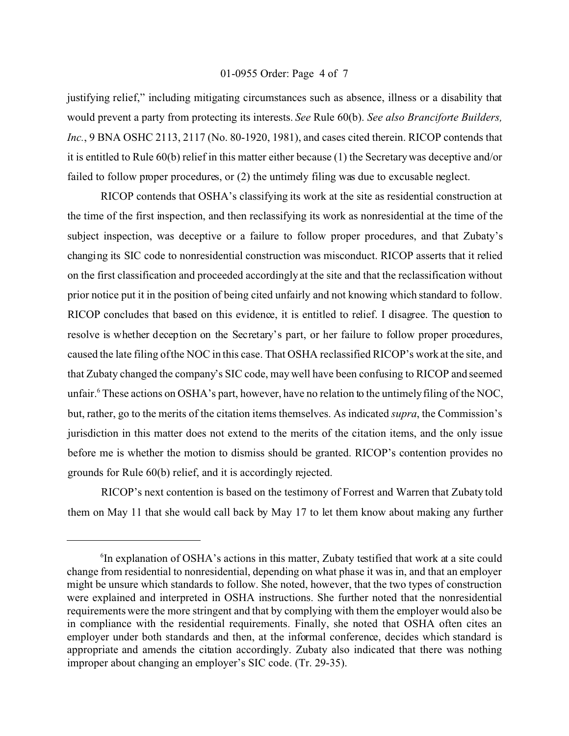justifying relief," including mitigating circumstances such as absence, illness or a disability that would prevent a party from protecting its interests. *See* Rule 60(b). *See also Branciforte Builders, Inc.*, 9 BNA OSHC 2113, 2117 (No. 80-1920, 1981), and cases cited therein. RICOP contends that it is entitled to Rule 60(b) relief in this matter either because (1) the Secretary was deceptive and/or failed to follow proper procedures, or (2) the untimely filing was due to excusable neglect.

RICOP contends that OSHA's classifying its work at the site as residential construction at the time of the first inspection, and then reclassifying its work as nonresidential at the time of the subject inspection, was deceptive or a failure to follow proper procedures, and that Zubaty's changing its SIC code to nonresidential construction was misconduct. RICOP asserts that it relied on the first classification and proceeded accordingly at the site and that the reclassification without prior notice put it in the position of being cited unfairly and not knowing which standard to follow. RICOP concludes that based on this evidence, it is entitled to relief. I disagree. The question to resolve is whether deception on the Secretary's part, or her failure to follow proper procedures, caused the late filing of the NOC in this case. That OSHA reclassified RICOP's work at the site, and that Zubaty changed the company's SIC code, may well have been confusing to RICOP and seemed unfair.[6] These actions on OSHA's part, however, have no relation to the untimely filing of the NOC, but, rather, go to the merits of the citation items themselves. As indicated *supra*, the Commission's jurisdiction in this matter does not extend to the merits of the citation items, and the only issue before me is whether the motion to dismiss should be granted. RICOP's contention provides no grounds for Rule 60(b) relief, and it is accordingly rejected.

RICOP's next contention is based on the testimony of Forrest and Warren that Zubaty told them on May 11 that she would call back by May 17 to let them know about making any further

---

[6]In explanation of OSHA's actions in this matter, Zubaty testified that work at a site could change from residential to nonresidential, depending on what phase it was in, and that an employer might be unsure which standards to follow. She noted, however, that the two types of construction were explained and interpreted in OSHA instructions. She further noted that the nonresidential requirements were the more stringent and that by complying with them the employer would also be in compliance with the residential requirements. Finally, she noted that OSHA often cites an employer under both standards and then, at the informal conference, decides which standard is appropriate and amends the citation accordingly. Zubaty also indicated that there was nothing improper about changing an employer's SIC code. (Tr. 29-35).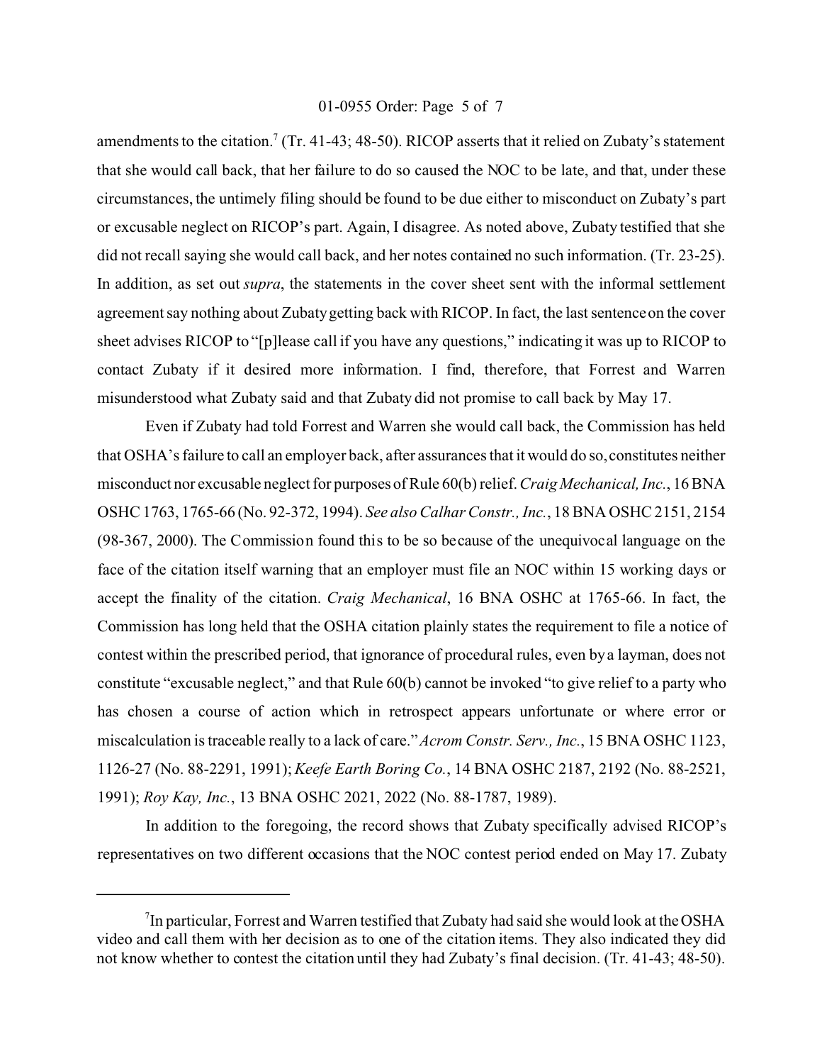amendments to the citation.[7] (Tr. 41-43; 48-50). RICOP asserts that it relied on Zubaty's statement that she would call back, that her failure to do so caused the NOC to be late, and that, under these circumstances, the untimely filing should be found to be due either to misconduct on Zubaty's part or excusable neglect on RICOP's part. Again, I disagree. As noted above, Zubaty testified that she did not recall saying she would call back, and her notes contained no such information. (Tr. 23-25). In addition, as set out *supra*, the statements in the cover sheet sent with the informal settlement agreement say nothing about Zubaty getting back with RICOP. In fact, the last sentence on the cover sheet advises RICOP to "[p]lease call if you have any questions," indicating it was up to RICOP to contact Zubaty if it desired more information. I find, therefore, that Forrest and Warren misunderstood what Zubaty said and that Zubaty did not promise to call back by May 17.

Even if Zubaty had told Forrest and Warren she would call back, the Commission has held that OSHA's failure to call an employer back, after assurances that it would do so, constitutes neither misconduct nor excusable neglect for purposes of Rule 60(b) relief. *Craig Mechanical, Inc.*, 16 BNA OSHC 1763, 1765-66 (No. 92-372, 1994). *See also Calhar Constr., Inc.*, 18 BNA OSHC 2151, 2154 (98-367, 2000). The Commission found this to be so because of the unequivocal language on the face of the citation itself warning that an employer must file an NOC within 15 working days or accept the finality of the citation. *Craig Mechanical*, 16 BNA OSHC at 1765-66. In fact, the Commission has long held that the OSHA citation plainly states the requirement to file a notice of contest within the prescribed period, that ignorance of procedural rules, even by a layman, does not constitute "excusable neglect," and that Rule 60(b) cannot be invoked "to give relief to a party who has chosen a course of action which in retrospect appears unfortunate or where error or miscalculation is traceable really to a lack of care." *Acrom Constr. Serv., Inc.*, 15 BNA OSHC 1123, 1126-27 (No. 88-2291, 1991); *Keefe Earth Boring Co.*, 14 BNA OSHC 2187, 2192 (No. 88-2521, 1991); *Roy Kay, Inc.*, 13 BNA OSHC 2021, 2022 (No. 88-1787, 1989).

In addition to the foregoing, the record shows that Zubaty specifically advised RICOP's representatives on two different occasions that the NOC contest period ended on May 17. Zubaty

---

[7] In particular, Forrest and Warren testified that Zubaty had said she would look at the OSHA video and call them with her decision as to one of the citation items. They also indicated they did not know whether to contest the citation until they had Zubaty's final decision. (Tr. 41-43; 48-50).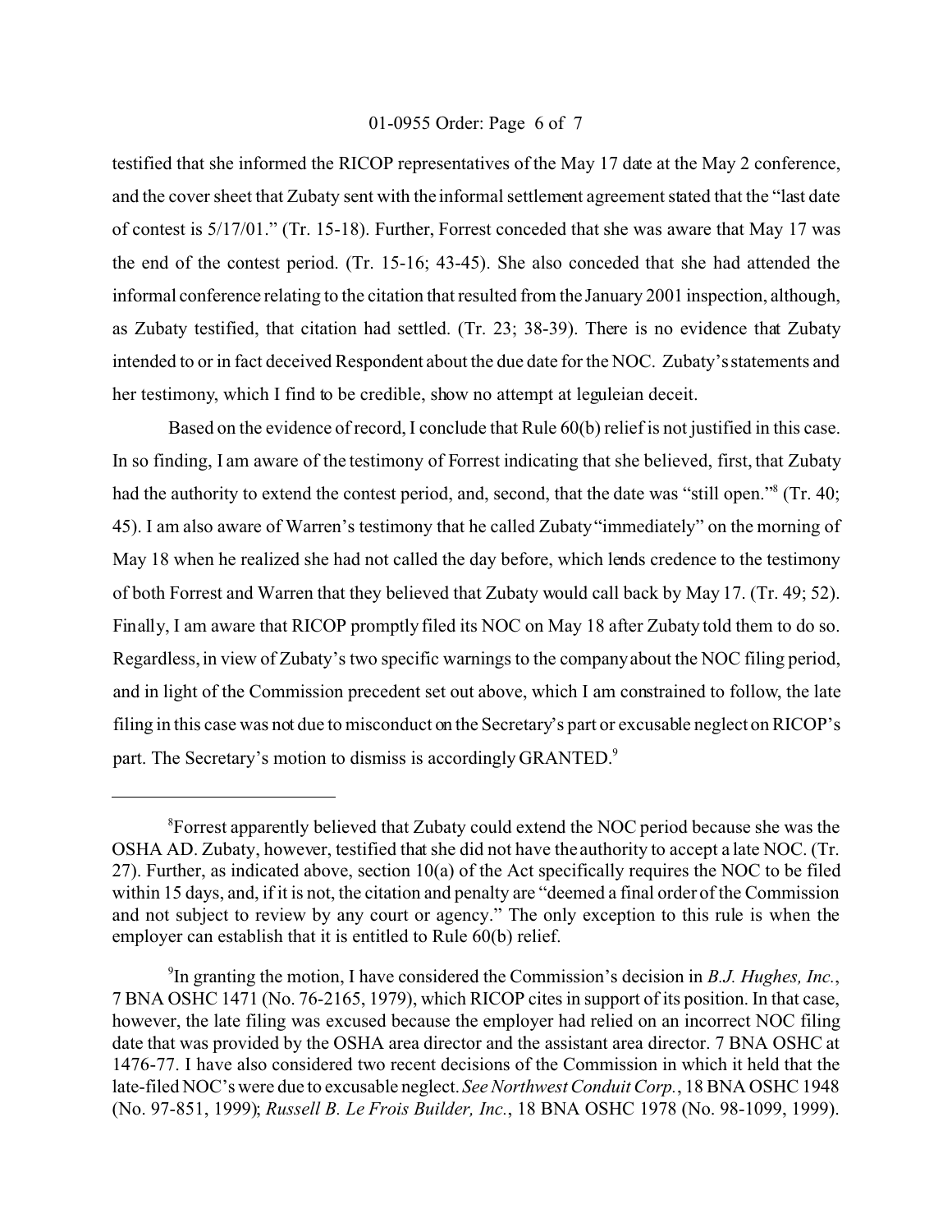testified that she informed the RICOP representatives of the May 17 date at the May 2 conference, and the cover sheet that Zubaty sent with the informal settlement agreement stated that the "last date of contest is 5/17/01." (Tr. 15-18). Further, Forrest conceded that she was aware that May 17 was the end of the contest period. (Tr. 15-16; 43-45). She also conceded that she had attended the informal conference relating to the citation that resulted from the January 2001 inspection, although, as Zubaty testified, that citation had settled. (Tr. 23; 38-39). There is no evidence that Zubaty intended to or in fact deceived Respondent about the due date for the NOC. Zubaty's statements and her testimony, which I find to be credible, show no attempt at leguleian deceit.

Based on the evidence of record, I conclude that Rule 60(b) relief is not justified in this case. In so finding, I am aware of the testimony of Forrest indicating that she believed, first, that Zubaty had the authority to extend the contest period, and, second, that the date was "still open."[8] (Tr. 40; 45). I am also aware of Warren's testimony that he called Zubaty "immediately" on the morning of May 18 when he realized she had not called the day before, which lends credence to the testimony of both Forrest and Warren that they believed that Zubaty would call back by May 17. (Tr. 49; 52). Finally, I am aware that RICOP promptly filed its NOC on May 18 after Zubaty told them to do so. Regardless, in view of Zubaty's two specific warnings to the company about the NOC filing period, and in light of the Commission precedent set out above, which I am constrained to follow, the late filing in this case was not due to misconduct on the Secretary's part or excusable neglect on RICOP's part. The Secretary's motion to dismiss is accordingly GRANTED.[9]

---

[8]Forrest apparently believed that Zubaty could extend the NOC period because she was the OSHA AD. Zubaty, however, testified that she did not have the authority to accept a late NOC. (Tr. 27). Further, as indicated above, section 10(a) of the Act specifically requires the NOC to be filed within 15 days, and, if it is not, the citation and penalty are "deemed a final order of the Commission and not subject to review by any court or agency." The only exception to this rule is when the employer can establish that it is entitled to Rule 60(b) relief.

[9]In granting the motion, I have considered the Commission's decision in *B.J. Hughes, Inc.*, 7 BNA OSHC 1471 (No. 76-2165, 1979), which RICOP cites in support of its position. In that case, however, the late filing was excused because the employer had relied on an incorrect NOC filing date that was provided by the OSHA area director and the assistant area director. 7 BNA OSHC at 1476-77. I have also considered two recent decisions of the Commission in which it held that the late-filed NOC's were due to excusable neglect. *See Northwest Conduit Corp.*, 18 BNA OSHC 1948 (No. 97-851, 1999); *Russell B. Le Frois Builder, Inc.*, 18 BNA OSHC 1978 (No. 98-1099, 1999).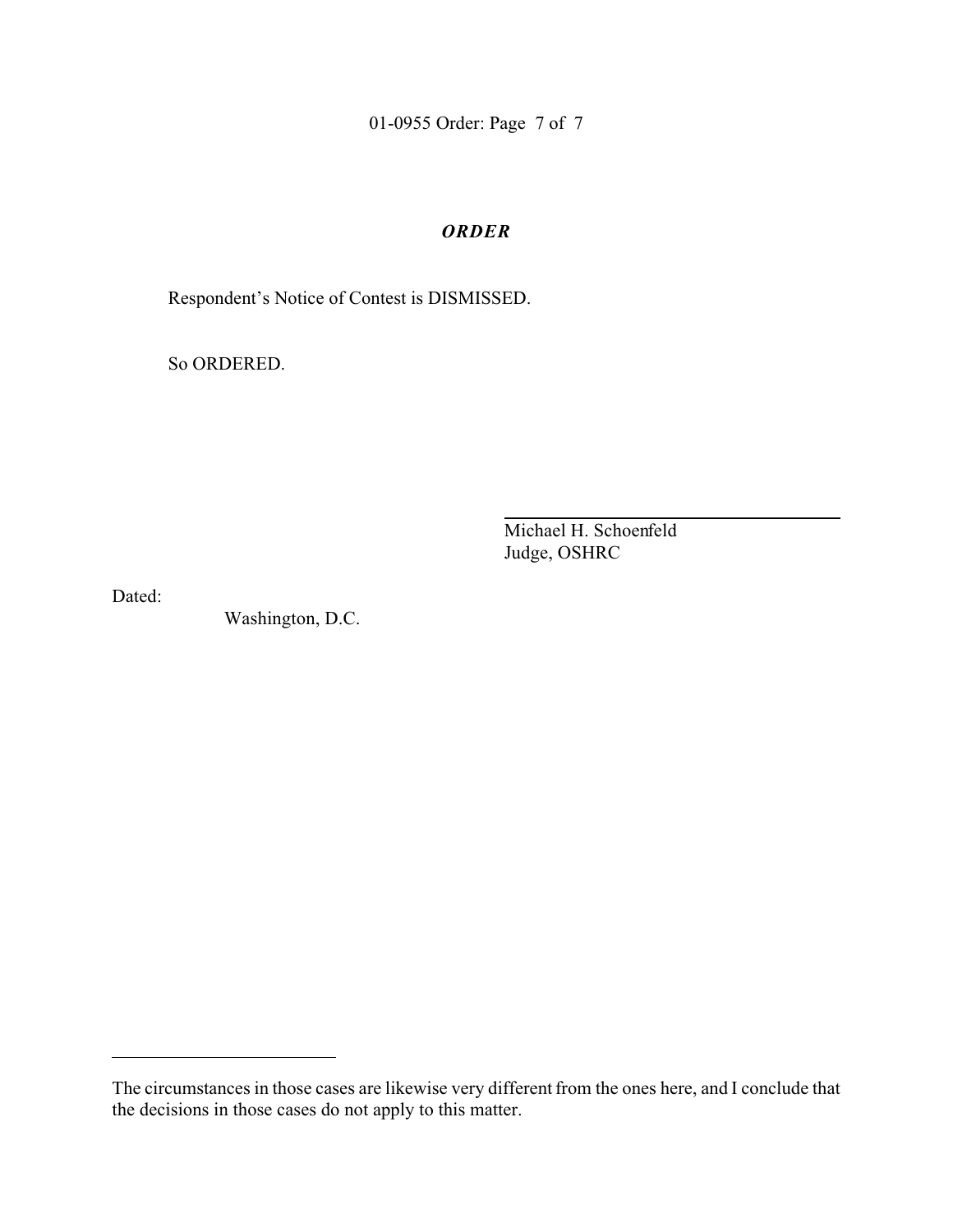## *ORDER*

Respondent's Notice of Contest is DISMISSED.

So ORDERED.

Michael H. Schoenfeld
Judge, OSHRC

Dated:

Washington, D.C.

---

The circumstances in those cases are likewise very different from the ones here, and I conclude that the decisions in those cases do not apply to this matter.